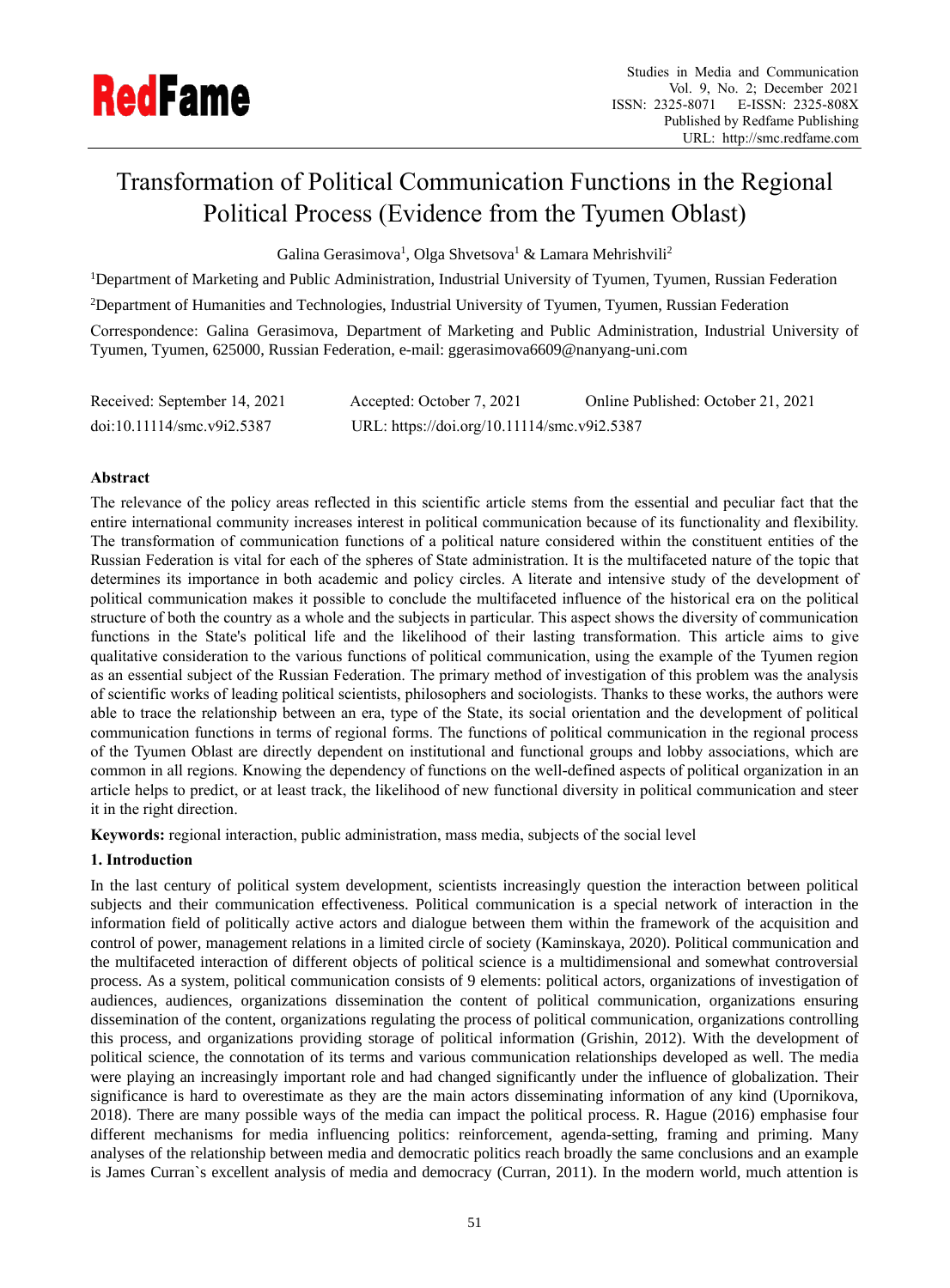# Transformation of Political Communication Functions in the Regional Political Process (Evidence from the Tyumen Oblast)

Galina Gerasimova[1], Olga Shvetsova[1] & Lamara Mehrishvili[2]

[1]Department of Marketing and Public Administration, Industrial University of Tyumen, Tyumen, Russian Federation

[2]Department of Humanities and Technologies, Industrial University of Tyumen, Tyumen, Russian Federation

Correspondence: Galina Gerasimova, Department of Marketing and Public Administration, Industrial University of Tyumen, Tyumen, 625000, Russian Federation, e-mail: ggerasimova6609@nanyang-uni.com

Received: September 14, 2021  Accepted: October 7, 2021  Online Published: October 21, 2021

doi:10.11114/smc.v9i2.5387  URL: https://doi.org/10.11114/smc.v9i2.5387

## Abstract

The relevance of the policy areas reflected in this scientific article stems from the essential and peculiar fact that the entire international community increases interest in political communication because of its functionality and flexibility. The transformation of communication functions of a political nature considered within the constituent entities of the Russian Federation is vital for each of the spheres of State administration. It is the multifaceted nature of the topic that determines its importance in both academic and policy circles. A literate and intensive study of the development of political communication makes it possible to conclude the multifaceted influence of the historical era on the political structure of both the country as a whole and the subjects in particular. This aspect shows the diversity of communication functions in the State's political life and the likelihood of their lasting transformation. This article aims to give qualitative consideration to the various functions of political communication, using the example of the Tyumen region as an essential subject of the Russian Federation. The primary method of investigation of this problem was the analysis of scientific works of leading political scientists, philosophers and sociologists. Thanks to these works, the authors were able to trace the relationship between an era, type of the State, its social orientation and the development of political communication functions in terms of regional forms. The functions of political communication in the regional process of the Tyumen Oblast are directly dependent on institutional and functional groups and lobby associations, which are common in all regions. Knowing the dependency of functions on the well-defined aspects of political organization in an article helps to predict, or at least track, the likelihood of new functional diversity in political communication and steer it in the right direction.

**Keywords:** regional interaction, public administration, mass media, subjects of the social level

## 1. Introduction

In the last century of political system development, scientists increasingly question the interaction between political subjects and their communication effectiveness. Political communication is a special network of interaction in the information field of politically active actors and dialogue between them within the framework of the acquisition and control of power, management relations in a limited circle of society (Kaminskaya, 2020). Political communication and the multifaceted interaction of different objects of political science is a multidimensional and somewhat controversial process. As a system, political communication consists of 9 elements: political actors, organizations of investigation of audiences, audiences, organizations dissemination the content of political communication, organizations ensuring dissemination of the content, organizations regulating the process of political communication, organizations controlling this process, and organizations providing storage of political information (Grishin, 2012). With the development of political science, the connotation of its terms and various communication relationships developed as well. The media were playing an increasingly important role and had changed significantly under the influence of globalization. Their significance is hard to overestimate as they are the main actors disseminating information of any kind (Upornikova, 2018). There are many possible ways of the media can impact the political process. R. Hague (2016) emphasise four different mechanisms for media influencing politics: reinforcement, agenda-setting, framing and priming. Many analyses of the relationship between media and democratic politics reach broadly the same conclusions and an example is James Curran`s excellent analysis of media and democracy (Curran, 2011). In the modern world, much attention is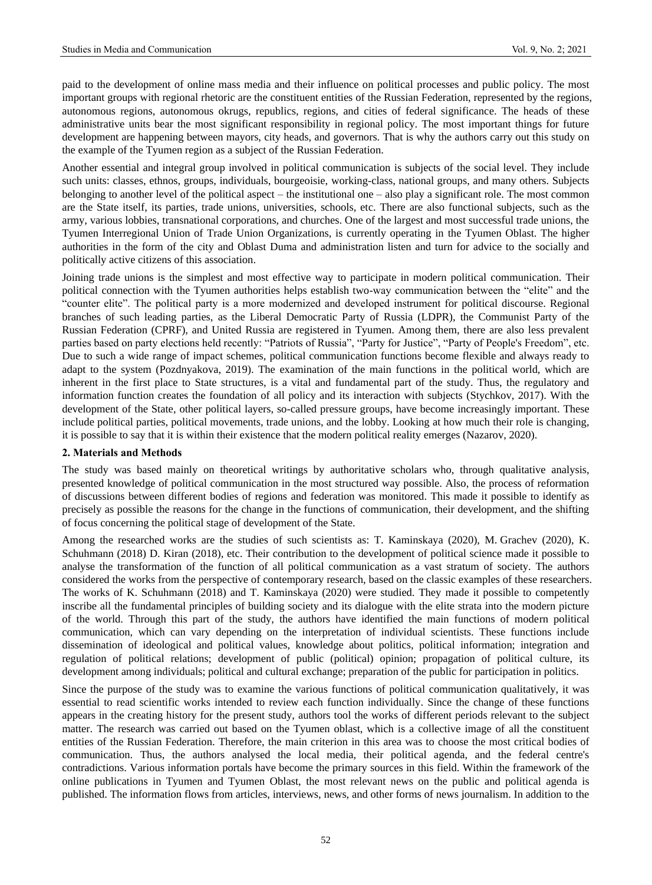paid to the development of online mass media and their influence on political processes and public policy. The most important groups with regional rhetoric are the constituent entities of the Russian Federation, represented by the regions, autonomous regions, autonomous okrugs, republics, regions, and cities of federal significance. The heads of these administrative units bear the most significant responsibility in regional policy. The most important things for future development are happening between mayors, city heads, and governors. That is why the authors carry out this study on the example of the Tyumen region as a subject of the Russian Federation.

Another essential and integral group involved in political communication is subjects of the social level. They include such units: classes, ethnos, groups, individuals, bourgeoisie, working-class, national groups, and many others. Subjects belonging to another level of the political aspect – the institutional one – also play a significant role. The most common are the State itself, its parties, trade unions, universities, schools, etc. There are also functional subjects, such as the army, various lobbies, transnational corporations, and churches. One of the largest and most successful trade unions, the Tyumen Interregional Union of Trade Union Organizations, is currently operating in the Tyumen Oblast. The higher authorities in the form of the city and Oblast Duma and administration listen and turn for advice to the socially and politically active citizens of this association.

Joining trade unions is the simplest and most effective way to participate in modern political communication. Their political connection with the Tyumen authorities helps establish two-way communication between the "elite" and the "counter elite". The political party is a more modernized and developed instrument for political discourse. Regional branches of such leading parties, as the Liberal Democratic Party of Russia (LDPR), the Communist Party of the Russian Federation (CPRF), and United Russia are registered in Tyumen. Among them, there are also less prevalent parties based on party elections held recently: "Patriots of Russia", "Party for Justice", "Party of People's Freedom", etc. Due to such a wide range of impact schemes, political communication functions become flexible and always ready to adapt to the system (Pozdnyakova, 2019). The examination of the main functions in the political world, which are inherent in the first place to State structures, is a vital and fundamental part of the study. Thus, the regulatory and information function creates the foundation of all policy and its interaction with subjects (Stychkov, 2017). With the development of the State, other political layers, so-called pressure groups, have become increasingly important. These include political parties, political movements, trade unions, and the lobby. Looking at how much their role is changing, it is possible to say that it is within their existence that the modern political reality emerges (Nazarov, 2020).

## 2. Materials and Methods

The study was based mainly on theoretical writings by authoritative scholars who, through qualitative analysis, presented knowledge of political communication in the most structured way possible. Also, the process of reformation of discussions between different bodies of regions and federation was monitored. This made it possible to identify as precisely as possible the reasons for the change in the functions of communication, their development, and the shifting of focus concerning the political stage of development of the State.

Among the researched works are the studies of such scientists as: T. Kaminskaya (2020), M. Grachev (2020), K. Schuhmann (2018) D. Kiran (2018), etc. Their contribution to the development of political science made it possible to analyse the transformation of the function of all political communication as a vast stratum of society. The authors considered the works from the perspective of contemporary research, based on the classic examples of these researchers. The works of K. Schuhmann (2018) and T. Kaminskaya (2020) were studied. They made it possible to competently inscribe all the fundamental principles of building society and its dialogue with the elite strata into the modern picture of the world. Through this part of the study, the authors have identified the main functions of modern political communication, which can vary depending on the interpretation of individual scientists. These functions include dissemination of ideological and political values, knowledge about politics, political information; integration and regulation of political relations; development of public (political) opinion; propagation of political culture, its development among individuals; political and cultural exchange; preparation of the public for participation in politics.

Since the purpose of the study was to examine the various functions of political communication qualitatively, it was essential to read scientific works intended to review each function individually. Since the change of these functions appears in the creating history for the present study, authors tool the works of different periods relevant to the subject matter. The research was carried out based on the Tyumen oblast, which is a collective image of all the constituent entities of the Russian Federation. Therefore, the main criterion in this area was to choose the most critical bodies of communication. Thus, the authors analysed the local media, their political agenda, and the federal centre's contradictions. Various information portals have become the primary sources in this field. Within the framework of the online publications in Tyumen and Tyumen Oblast, the most relevant news on the public and political agenda is published. The information flows from articles, interviews, news, and other forms of news journalism. In addition to the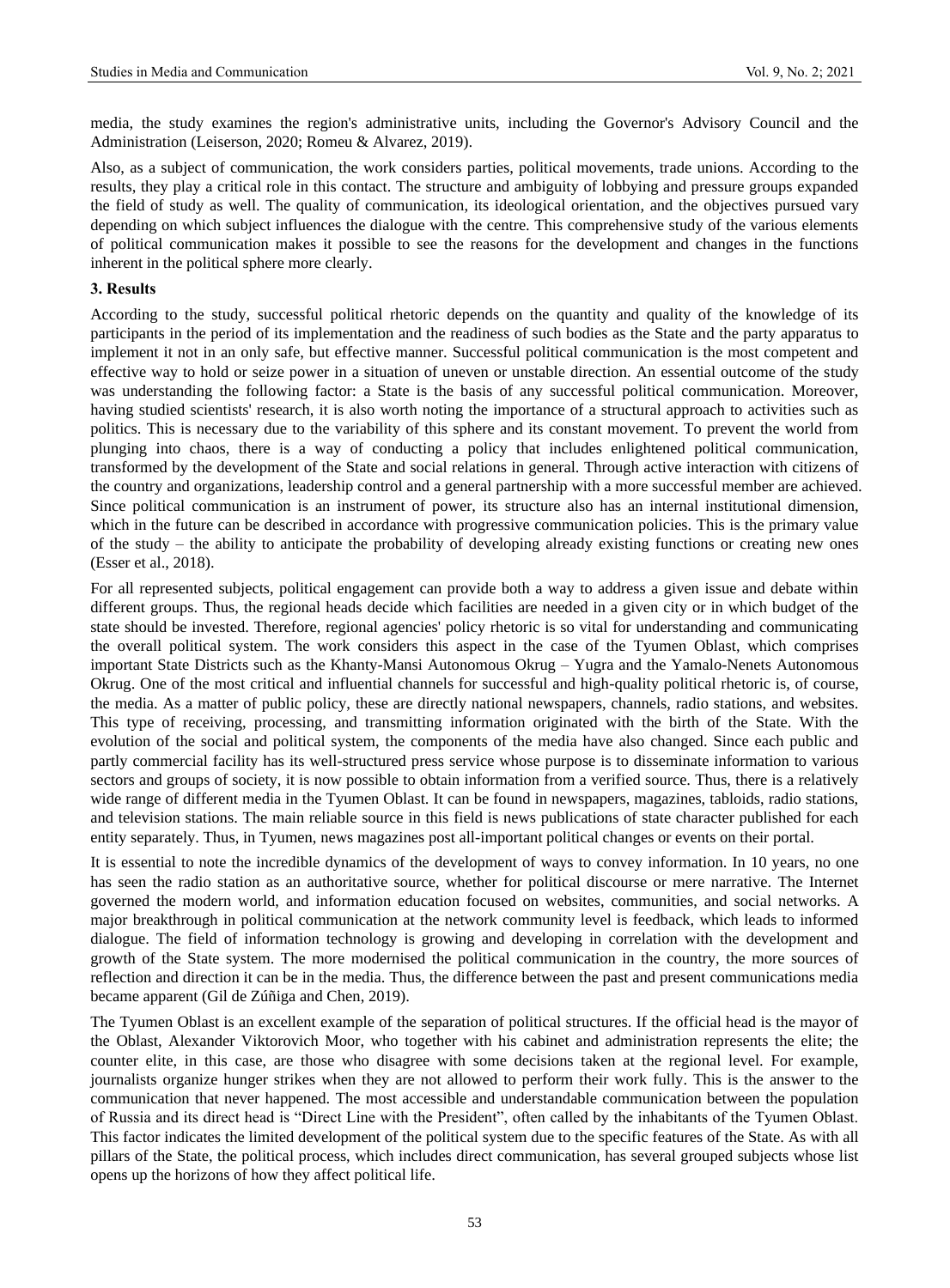media, the study examines the region's administrative units, including the Governor's Advisory Council and the Administration (Leiserson, 2020; Romeu & Alvarez, 2019).

Also, as a subject of communication, the work considers parties, political movements, trade unions. According to the results, they play a critical role in this contact. The structure and ambiguity of lobbying and pressure groups expanded the field of study as well. The quality of communication, its ideological orientation, and the objectives pursued vary depending on which subject influences the dialogue with the centre. This comprehensive study of the various elements of political communication makes it possible to see the reasons for the development and changes in the functions inherent in the political sphere more clearly.

## 3. Results

According to the study, successful political rhetoric depends on the quantity and quality of the knowledge of its participants in the period of its implementation and the readiness of such bodies as the State and the party apparatus to implement it not in an only safe, but effective manner. Successful political communication is the most competent and effective way to hold or seize power in a situation of uneven or unstable direction. An essential outcome of the study was understanding the following factor: a State is the basis of any successful political communication. Moreover, having studied scientists' research, it is also worth noting the importance of a structural approach to activities such as politics. This is necessary due to the variability of this sphere and its constant movement. To prevent the world from plunging into chaos, there is a way of conducting a policy that includes enlightened political communication, transformed by the development of the State and social relations in general. Through active interaction with citizens of the country and organizations, leadership control and a general partnership with a more successful member are achieved. Since political communication is an instrument of power, its structure also has an internal institutional dimension, which in the future can be described in accordance with progressive communication policies. This is the primary value of the study – the ability to anticipate the probability of developing already existing functions or creating new ones (Esser et al., 2018).

For all represented subjects, political engagement can provide both a way to address a given issue and debate within different groups. Thus, the regional heads decide which facilities are needed in a given city or in which budget of the state should be invested. Therefore, regional agencies' policy rhetoric is so vital for understanding and communicating the overall political system. The work considers this aspect in the case of the Tyumen Oblast, which comprises important State Districts such as the Khanty-Mansi Autonomous Okrug – Yugra and the Yamalo-Nenets Autonomous Okrug. One of the most critical and influential channels for successful and high-quality political rhetoric is, of course, the media. As a matter of public policy, these are directly national newspapers, channels, radio stations, and websites. This type of receiving, processing, and transmitting information originated with the birth of the State. With the evolution of the social and political system, the components of the media have also changed. Since each public and partly commercial facility has its well-structured press service whose purpose is to disseminate information to various sectors and groups of society, it is now possible to obtain information from a verified source. Thus, there is a relatively wide range of different media in the Tyumen Oblast. It can be found in newspapers, magazines, tabloids, radio stations, and television stations. The main reliable source in this field is news publications of state character published for each entity separately. Thus, in Tyumen, news magazines post all-important political changes or events on their portal.

It is essential to note the incredible dynamics of the development of ways to convey information. In 10 years, no one has seen the radio station as an authoritative source, whether for political discourse or mere narrative. The Internet governed the modern world, and information education focused on websites, communities, and social networks. A major breakthrough in political communication at the network community level is feedback, which leads to informed dialogue. The field of information technology is growing and developing in correlation with the development and growth of the State system. The more modernised the political communication in the country, the more sources of reflection and direction it can be in the media. Thus, the difference between the past and present communications media became apparent (Gil de Zúñiga and Chen, 2019).

The Tyumen Oblast is an excellent example of the separation of political structures. If the official head is the mayor of the Oblast, Alexander Viktorovich Moor, who together with his cabinet and administration represents the elite; the counter elite, in this case, are those who disagree with some decisions taken at the regional level. For example, journalists organize hunger strikes when they are not allowed to perform their work fully. This is the answer to the communication that never happened. The most accessible and understandable communication between the population of Russia and its direct head is "Direct Line with the President", often called by the inhabitants of the Tyumen Oblast. This factor indicates the limited development of the political system due to the specific features of the State. As with all pillars of the State, the political process, which includes direct communication, has several grouped subjects whose list opens up the horizons of how they affect political life.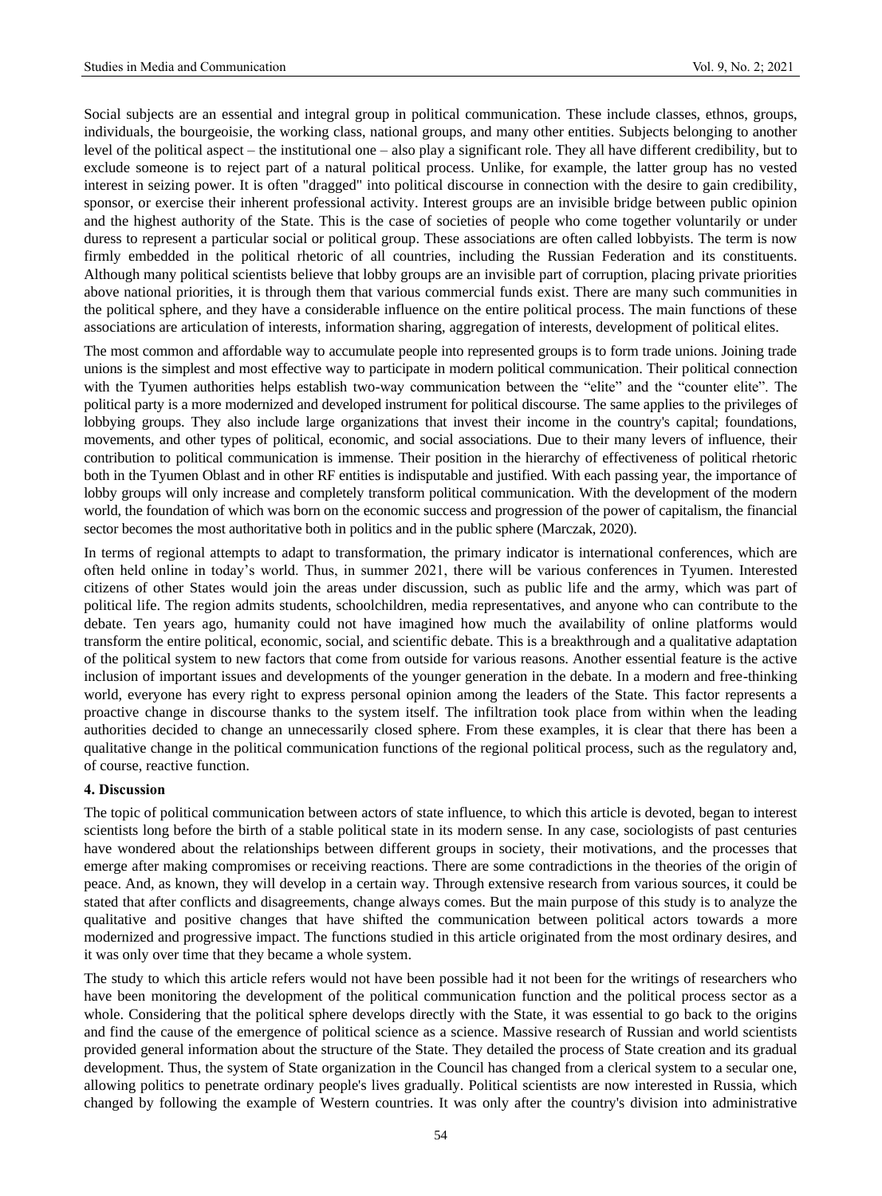Social subjects are an essential and integral group in political communication. These include classes, ethnos, groups, individuals, the bourgeoisie, the working class, national groups, and many other entities. Subjects belonging to another level of the political aspect – the institutional one – also play a significant role. They all have different credibility, but to exclude someone is to reject part of a natural political process. Unlike, for example, the latter group has no vested interest in seizing power. It is often "dragged" into political discourse in connection with the desire to gain credibility, sponsor, or exercise their inherent professional activity. Interest groups are an invisible bridge between public opinion and the highest authority of the State. This is the case of societies of people who come together voluntarily or under duress to represent a particular social or political group. These associations are often called lobbyists. The term is now firmly embedded in the political rhetoric of all countries, including the Russian Federation and its constituents. Although many political scientists believe that lobby groups are an invisible part of corruption, placing private priorities above national priorities, it is through them that various commercial funds exist. There are many such communities in the political sphere, and they have a considerable influence on the entire political process. The main functions of these associations are articulation of interests, information sharing, aggregation of interests, development of political elites.

The most common and affordable way to accumulate people into represented groups is to form trade unions. Joining trade unions is the simplest and most effective way to participate in modern political communication. Their political connection with the Tyumen authorities helps establish two-way communication between the "elite" and the "counter elite". The political party is a more modernized and developed instrument for political discourse. The same applies to the privileges of lobbying groups. They also include large organizations that invest their income in the country's capital; foundations, movements, and other types of political, economic, and social associations. Due to their many levers of influence, their contribution to political communication is immense. Their position in the hierarchy of effectiveness of political rhetoric both in the Tyumen Oblast and in other RF entities is indisputable and justified. With each passing year, the importance of lobby groups will only increase and completely transform political communication. With the development of the modern world, the foundation of which was born on the economic success and progression of the power of capitalism, the financial sector becomes the most authoritative both in politics and in the public sphere (Marczak, 2020).

In terms of regional attempts to adapt to transformation, the primary indicator is international conferences, which are often held online in today's world. Thus, in summer 2021, there will be various conferences in Tyumen. Interested citizens of other States would join the areas under discussion, such as public life and the army, which was part of political life. The region admits students, schoolchildren, media representatives, and anyone who can contribute to the debate. Ten years ago, humanity could not have imagined how much the availability of online platforms would transform the entire political, economic, social, and scientific debate. This is a breakthrough and a qualitative adaptation of the political system to new factors that come from outside for various reasons. Another essential feature is the active inclusion of important issues and developments of the younger generation in the debate. In a modern and free-thinking world, everyone has every right to express personal opinion among the leaders of the State. This factor represents a proactive change in discourse thanks to the system itself. The infiltration took place from within when the leading authorities decided to change an unnecessarily closed sphere. From these examples, it is clear that there has been a qualitative change in the political communication functions of the regional political process, such as the regulatory and, of course, reactive function.

## 4. Discussion

The topic of political communication between actors of state influence, to which this article is devoted, began to interest scientists long before the birth of a stable political state in its modern sense. In any case, sociologists of past centuries have wondered about the relationships between different groups in society, their motivations, and the processes that emerge after making compromises or receiving reactions. There are some contradictions in the theories of the origin of peace. And, as known, they will develop in a certain way. Through extensive research from various sources, it could be stated that after conflicts and disagreements, change always comes. But the main purpose of this study is to analyze the qualitative and positive changes that have shifted the communication between political actors towards a more modernized and progressive impact. The functions studied in this article originated from the most ordinary desires, and it was only over time that they became a whole system.

The study to which this article refers would not have been possible had it not been for the writings of researchers who have been monitoring the development of the political communication function and the political process sector as a whole. Considering that the political sphere develops directly with the State, it was essential to go back to the origins and find the cause of the emergence of political science as a science. Massive research of Russian and world scientists provided general information about the structure of the State. They detailed the process of State creation and its gradual development. Thus, the system of State organization in the Council has changed from a clerical system to a secular one, allowing politics to penetrate ordinary people's lives gradually. Political scientists are now interested in Russia, which changed by following the example of Western countries. It was only after the country's division into administrative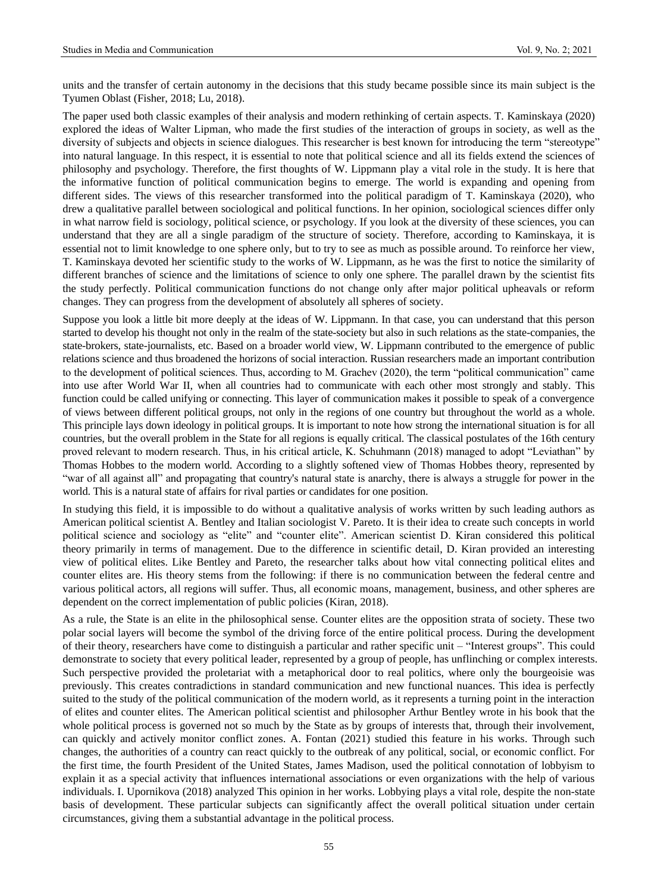units and the transfer of certain autonomy in the decisions that this study became possible since its main subject is the Tyumen Oblast (Fisher, 2018; Lu, 2018).

The paper used both classic examples of their analysis and modern rethinking of certain aspects. T. Kaminskaya (2020) explored the ideas of Walter Lipman, who made the first studies of the interaction of groups in society, as well as the diversity of subjects and objects in science dialogues. This researcher is best known for introducing the term "stereotype" into natural language. In this respect, it is essential to note that political science and all its fields extend the sciences of philosophy and psychology. Therefore, the first thoughts of W. Lippmann play a vital role in the study. It is here that the informative function of political communication begins to emerge. The world is expanding and opening from different sides. The views of this researcher transformed into the political paradigm of T. Kaminskaya (2020), who drew a qualitative parallel between sociological and political functions. In her opinion, sociological sciences differ only in what narrow field is sociology, political science, or psychology. If you look at the diversity of these sciences, you can understand that they are all a single paradigm of the structure of society. Therefore, according to Kaminskaya, it is essential not to limit knowledge to one sphere only, but to try to see as much as possible around. To reinforce her view, T. Kaminskaya devoted her scientific study to the works of W. Lippmann, as he was the first to notice the similarity of different branches of science and the limitations of science to only one sphere. The parallel drawn by the scientist fits the study perfectly. Political communication functions do not change only after major political upheavals or reform changes. They can progress from the development of absolutely all spheres of society.

Suppose you look a little bit more deeply at the ideas of W. Lippmann. In that case, you can understand that this person started to develop his thought not only in the realm of the state-society but also in such relations as the state-companies, the state-brokers, state-journalists, etc. Based on a broader world view, W. Lippmann contributed to the emergence of public relations science and thus broadened the horizons of social interaction. Russian researchers made an important contribution to the development of political sciences. Thus, according to M. Grachev (2020), the term "political communication" came into use after World War II, when all countries had to communicate with each other most strongly and stably. This function could be called unifying or connecting. This layer of communication makes it possible to speak of a convergence of views between different political groups, not only in the regions of one country but throughout the world as a whole. This principle lays down ideology in political groups. It is important to note how strong the international situation is for all countries, but the overall problem in the State for all regions is equally critical. The classical postulates of the 16th century proved relevant to modern research. Thus, in his critical article, K. Schuhmann (2018) managed to adopt "Leviathan" by Thomas Hobbes to the modern world. According to a slightly softened view of Thomas Hobbes theory, represented by "war of all against all" and propagating that country's natural state is anarchy, there is always a struggle for power in the world. This is a natural state of affairs for rival parties or candidates for one position.

In studying this field, it is impossible to do without a qualitative analysis of works written by such leading authors as American political scientist A. Bentley and Italian sociologist V. Pareto. It is their idea to create such concepts in world political science and sociology as "elite" and "counter elite". American scientist D. Kiran considered this political theory primarily in terms of management. Due to the difference in scientific detail, D. Kiran provided an interesting view of political elites. Like Bentley and Pareto, the researcher talks about how vital connecting political elites and counter elites are. His theory stems from the following: if there is no communication between the federal centre and various political actors, all regions will suffer. Thus, all economic moans, management, business, and other spheres are dependent on the correct implementation of public policies (Kiran, 2018).

As a rule, the State is an elite in the philosophical sense. Counter elites are the opposition strata of society. These two polar social layers will become the symbol of the driving force of the entire political process. During the development of their theory, researchers have come to distinguish a particular and rather specific unit – "Interest groups". This could demonstrate to society that every political leader, represented by a group of people, has unflinching or complex interests. Such perspective provided the proletariat with a metaphorical door to real politics, where only the bourgeoisie was previously. This creates contradictions in standard communication and new functional nuances. This idea is perfectly suited to the study of the political communication of the modern world, as it represents a turning point in the interaction of elites and counter elites. The American political scientist and philosopher Arthur Bentley wrote in his book that the whole political process is governed not so much by the State as by groups of interests that, through their involvement, can quickly and actively monitor conflict zones. A. Fontan (2021) studied this feature in his works. Through such changes, the authorities of a country can react quickly to the outbreak of any political, social, or economic conflict. For the first time, the fourth President of the United States, James Madison, used the political connotation of lobbyism to explain it as a special activity that influences international associations or even organizations with the help of various individuals. I. Upornikova (2018) analyzed This opinion in her works. Lobbying plays a vital role, despite the non-state basis of development. These particular subjects can significantly affect the overall political situation under certain circumstances, giving them a substantial advantage in the political process.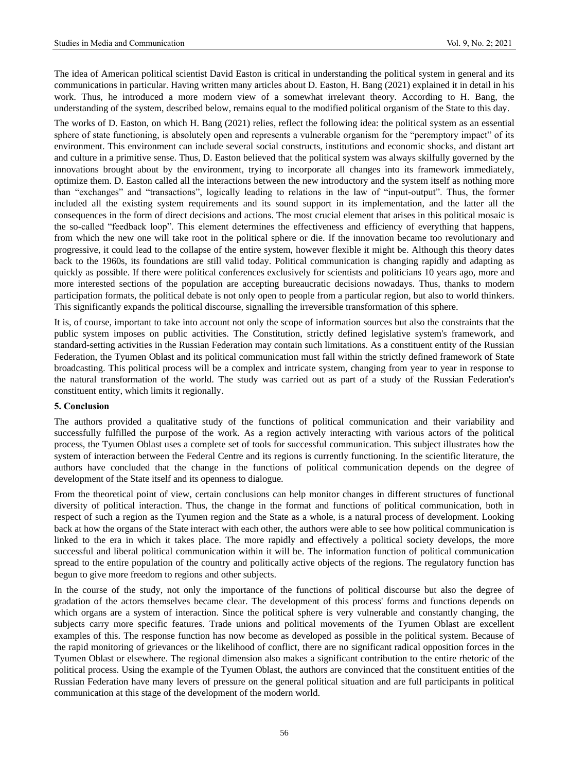The idea of American political scientist David Easton is critical in understanding the political system in general and its communications in particular. Having written many articles about D. Easton, H. Bang (2021) explained it in detail in his work. Thus, he introduced a more modern view of a somewhat irrelevant theory. According to H. Bang, the understanding of the system, described below, remains equal to the modified political organism of the State to this day.

The works of D. Easton, on which H. Bang (2021) relies, reflect the following idea: the political system as an essential sphere of state functioning, is absolutely open and represents a vulnerable organism for the "peremptory impact" of its environment. This environment can include several social constructs, institutions and economic shocks, and distant art and culture in a primitive sense. Thus, D. Easton believed that the political system was always skilfully governed by the innovations brought about by the environment, trying to incorporate all changes into its framework immediately, optimize them. D. Easton called all the interactions between the new introductory and the system itself as nothing more than "exchanges" and "transactions", logically leading to relations in the law of "input-output". Thus, the former included all the existing system requirements and its sound support in its implementation, and the latter all the consequences in the form of direct decisions and actions. The most crucial element that arises in this political mosaic is the so-called "feedback loop". This element determines the effectiveness and efficiency of everything that happens, from which the new one will take root in the political sphere or die. If the innovation became too revolutionary and progressive, it could lead to the collapse of the entire system, however flexible it might be. Although this theory dates back to the 1960s, its foundations are still valid today. Political communication is changing rapidly and adapting as quickly as possible. If there were political conferences exclusively for scientists and politicians 10 years ago, more and more interested sections of the population are accepting bureaucratic decisions nowadays. Thus, thanks to modern participation formats, the political debate is not only open to people from a particular region, but also to world thinkers. This significantly expands the political discourse, signalling the irreversible transformation of this sphere.

It is, of course, important to take into account not only the scope of information sources but also the constraints that the public system imposes on public activities. The Constitution, strictly defined legislative system's framework, and standard-setting activities in the Russian Federation may contain such limitations. As a constituent entity of the Russian Federation, the Tyumen Oblast and its political communication must fall within the strictly defined framework of State broadcasting. This political process will be a complex and intricate system, changing from year to year in response to the natural transformation of the world. The study was carried out as part of a study of the Russian Federation's constituent entity, which limits it regionally.

## 5. Conclusion

The authors provided a qualitative study of the functions of political communication and their variability and successfully fulfilled the purpose of the work. As a region actively interacting with various actors of the political process, the Tyumen Oblast uses a complete set of tools for successful communication. This subject illustrates how the system of interaction between the Federal Centre and its regions is currently functioning. In the scientific literature, the authors have concluded that the change in the functions of political communication depends on the degree of development of the State itself and its openness to dialogue.

From the theoretical point of view, certain conclusions can help monitor changes in different structures of functional diversity of political interaction. Thus, the change in the format and functions of political communication, both in respect of such a region as the Tyumen region and the State as a whole, is a natural process of development. Looking back at how the organs of the State interact with each other, the authors were able to see how political communication is linked to the era in which it takes place. The more rapidly and effectively a political society develops, the more successful and liberal political communication within it will be. The information function of political communication spread to the entire population of the country and politically active objects of the regions. The regulatory function has begun to give more freedom to regions and other subjects.

In the course of the study, not only the importance of the functions of political discourse but also the degree of gradation of the actors themselves became clear. The development of this process' forms and functions depends on which organs are a system of interaction. Since the political sphere is very vulnerable and constantly changing, the subjects carry more specific features. Trade unions and political movements of the Tyumen Oblast are excellent examples of this. The response function has now become as developed as possible in the political system. Because of the rapid monitoring of grievances or the likelihood of conflict, there are no significant radical opposition forces in the Tyumen Oblast or elsewhere. The regional dimension also makes a significant contribution to the entire rhetoric of the political process. Using the example of the Tyumen Oblast, the authors are convinced that the constituent entities of the Russian Federation have many levers of pressure on the general political situation and are full participants in political communication at this stage of the development of the modern world.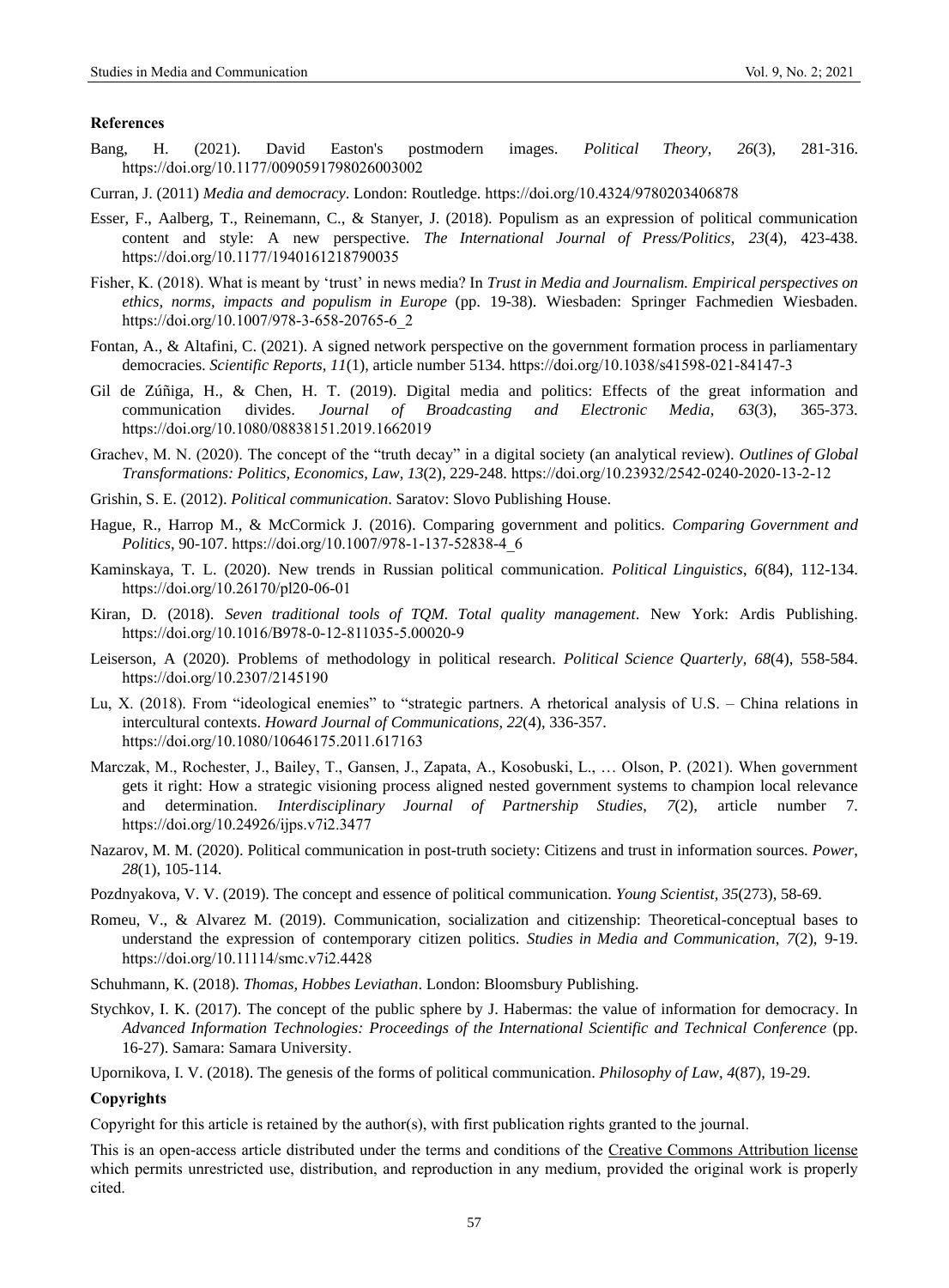**References**

Bang, H. (2021). David Easton's postmodern images. *Political Theory*, *26*(3), 281-316. https://doi.org/10.1177/0090591798026003002

Curran, J. (2011) *Media and democracy*. London: Routledge. https://doi.org/10.4324/9780203406878

Esser, F., Aalberg, T., Reinemann, C., & Stanyer, J. (2018). Populism as an expression of political communication content and style: A new perspective. *The International Journal of Press/Politics*, *23*(4), 423-438. https://doi.org/10.1177/1940161218790035

Fisher, K. (2018). What is meant by 'trust' in news media? In *Trust in Media and Journalism. Empirical perspectives on ethics, norms, impacts and populism in Europe* (pp. 19-38). Wiesbaden: Springer Fachmedien Wiesbaden. https://doi.org/10.1007/978-3-658-20765-6_2

Fontan, A., & Altafini, C. (2021). A signed network perspective on the government formation process in parliamentary democracies. *Scientific Reports*, *11*(1), article number 5134. https://doi.org/10.1038/s41598-021-84147-3

Gil de Zúñiga, H., & Chen, H. T. (2019). Digital media and politics: Effects of the great information and communication divides. *Journal of Broadcasting and Electronic Media*, *63*(3), 365-373. https://doi.org/10.1080/08838151.2019.1662019

Grachev, M. N. (2020). The concept of the "truth decay" in a digital society (an analytical review). *Outlines of Global Transformations: Politics, Economics, Law*, *13*(2), 229-248. https://doi.org/10.23932/2542-0240-2020-13-2-12

Grishin, S. E. (2012). *Political communication*. Saratov: Slovo Publishing House.

Hague, R., Harrop M., & McCormick J. (2016). Comparing government and politics. *Comparing Government and Politics*, 90-107. https://doi.org/10.1007/978-1-137-52838-4_6

Kaminskaya, T. L. (2020). New trends in Russian political communication. *Political Linguistics*, *6*(84), 112-134. https://doi.org/10.26170/pl20-06-01

Kiran, D. (2018). *Seven traditional tools of TQM. Total quality management*. New York: Ardis Publishing. https://doi.org/10.1016/B978-0-12-811035-5.00020-9

Leiserson, A (2020). Problems of methodology in political research. *Political Science Quarterly*, *68*(4), 558-584. https://doi.org/10.2307/2145190

Lu, X. (2018). From "ideological enemies" to "strategic partners. A rhetorical analysis of U.S. – China relations in intercultural contexts. *Howard Journal of Communications*, *22*(4), 336-357. https://doi.org/10.1080/10646175.2011.617163

Marczak, M., Rochester, J., Bailey, T., Gansen, J., Zapata, A., Kosobuski, L., … Olson, P. (2021). When government gets it right: How a strategic visioning process aligned nested government systems to champion local relevance and determination. *Interdisciplinary Journal of Partnership Studies*, *7*(2), article number 7. https://doi.org/10.24926/ijps.v7i2.3477

Nazarov, M. M. (2020). Political communication in post-truth society: Citizens and trust in information sources. *Power*, *28*(1), 105-114.

Pozdnyakova, V. V. (2019). The concept and essence of political communication. *Young Scientist*, *35*(273), 58-69.

Romeu, V., & Alvarez M. (2019). Communication, socialization and citizenship: Theoretical-conceptual bases to understand the expression of contemporary citizen politics. *Studies in Media and Communication*, *7*(2), 9-19. https://doi.org/10.11114/smc.v7i2.4428

Schuhmann, K. (2018). *Thomas, Hobbes Leviathan*. London: Bloomsbury Publishing.

Stychkov, I. K. (2017). The concept of the public sphere by J. Habermas: the value of information for democracy. In *Advanced Information Technologies: Proceedings of the International Scientific and Technical Conference* (pp. 16-27). Samara: Samara University.

Upornikova, I. V. (2018). The genesis of the forms of political communication. *Philosophy of Law*, *4*(87), 19-29.

**Copyrights**

Copyright for this article is retained by the author(s), with first publication rights granted to the journal.

This is an open-access article distributed under the terms and conditions of the Creative Commons Attribution license which permits unrestricted use, distribution, and reproduction in any medium, provided the original work is properly cited.